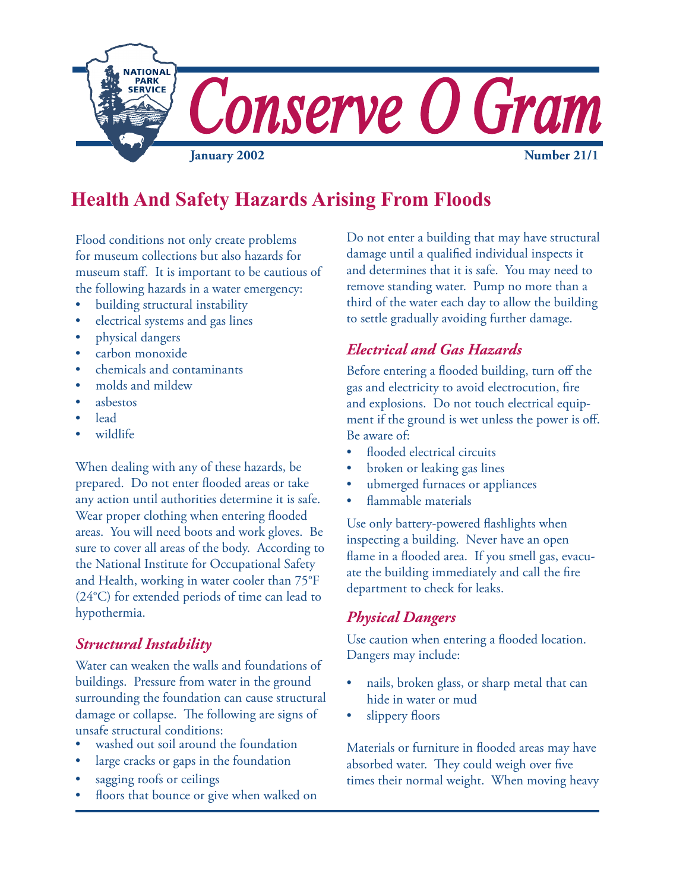# Conserve O Gram

**January 2002** **Number 21/1**

## Health And Safety Hazards Arising From Floods

Flood conditions not only create problems for museum collections but also hazards for museum staff. It is important to be cautious of the following hazards in a water emergency:

- building structural instability
- electrical systems and gas lines
- physical dangers
- carbon monoxide
- chemicals and contaminants
- molds and mildew
- asbestos
- lead
- wildlife

When dealing with any of these hazards, be prepared. Do not enter flooded areas or take any action until authorities determine it is safe. Wear proper clothing when entering flooded areas. You will need boots and work gloves. Be sure to cover all areas of the body. According to the National Institute for Occupational Safety and Health, working in water cooler than 75°F (24°C) for extended periods of time can lead to hypothermia.

### *Structural Instability*

Water can weaken the walls and foundations of buildings. Pressure from water in the ground surrounding the foundation can cause structural damage or collapse. The following are signs of unsafe structural conditions:

- washed out soil around the foundation
- large cracks or gaps in the foundation
- sagging roofs or ceilings
- floors that bounce or give when walked on

Do not enter a building that may have structural damage until a qualified individual inspects it and determines that it is safe. You may need to remove standing water. Pump no more than a third of the water each day to allow the building to settle gradually avoiding further damage.

### *Electrical and Gas Hazards*

Before entering a flooded building, turn off the gas and electricity to avoid electrocution, fire and explosions. Do not touch electrical equipment if the ground is wet unless the power is off. Be aware of:

- flooded electrical circuits
- broken or leaking gas lines
- ubmerged furnaces or appliances
- flammable materials

Use only battery-powered flashlights when inspecting a building. Never have an open flame in a flooded area. If you smell gas, evacuate the building immediately and call the fire department to check for leaks.

### *Physical Dangers*

Use caution when entering a flooded location. Dangers may include:

- nails, broken glass, or sharp metal that can hide in water or mud
- slippery floors

Materials or furniture in flooded areas may have absorbed water. They could weigh over five times their normal weight. When moving heavy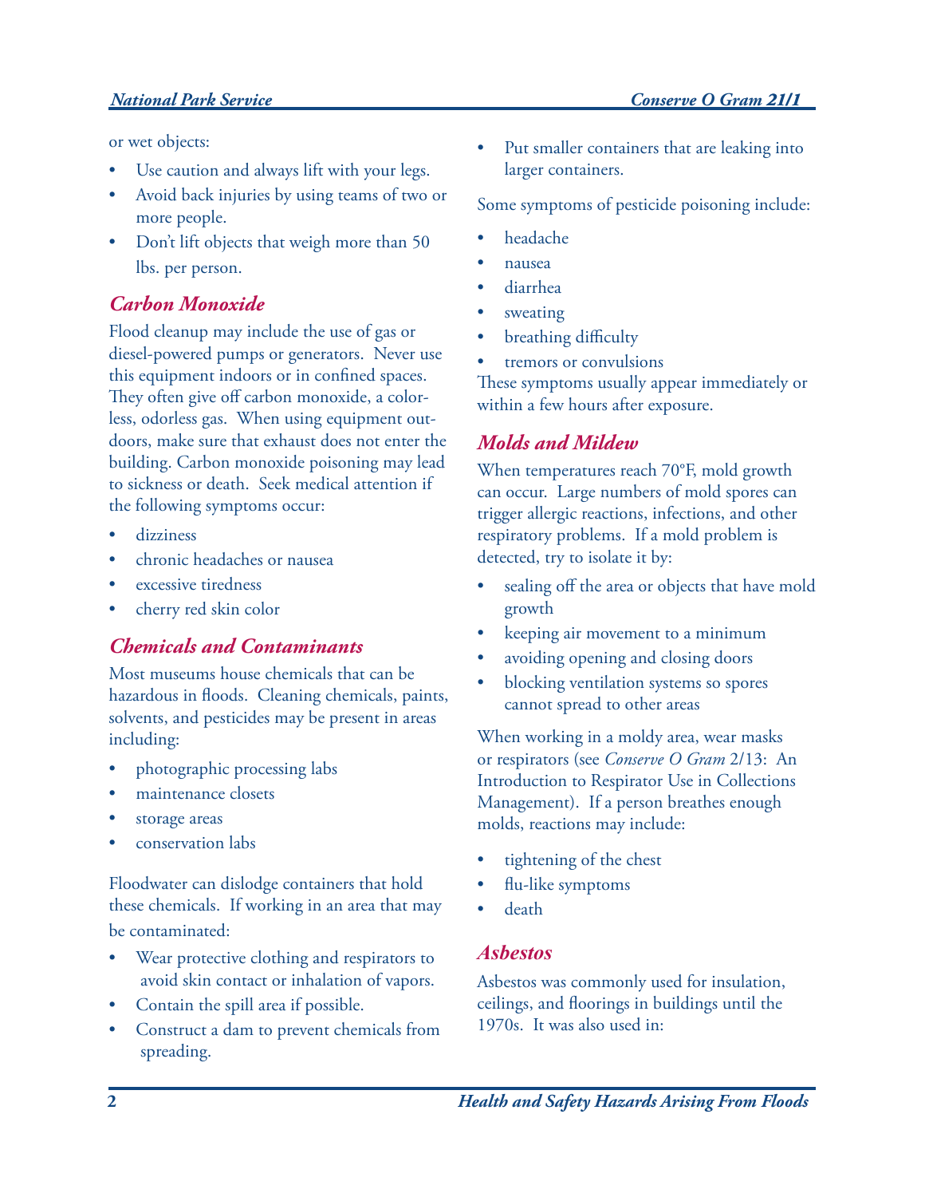or wet objects:

- Use caution and always lift with your legs.
- Avoid back injuries by using teams of two or more people.
- Don't lift objects that weigh more than 50 lbs. per person.

## *Carbon Monoxide*

Flood cleanup may include the use of gas or diesel-powered pumps or generators. Never use this equipment indoors or in confined spaces. They often give off carbon monoxide, a colorless, odorless gas. When using equipment outdoors, make sure that exhaust does not enter the building. Carbon monoxide poisoning may lead to sickness or death. Seek medical attention if the following symptoms occur:

- dizziness
- chronic headaches or nausea
- excessive tiredness
- cherry red skin color

## *Chemicals and Contaminants*

Most museums house chemicals that can be hazardous in floods. Cleaning chemicals, paints, solvents, and pesticides may be present in areas including:

- photographic processing labs
- maintenance closets
- storage areas
- conservation labs

Floodwater can dislodge containers that hold these chemicals. If working in an area that may be contaminated:

- Wear protective clothing and respirators to avoid skin contact or inhalation of vapors.
- Contain the spill area if possible.
- Construct a dam to prevent chemicals from spreading.
- Put smaller containers that are leaking into larger containers.

Some symptoms of pesticide poisoning include:

- headache
- nausea
- diarrhea
- sweating
- breathing difficulty
- tremors or convulsions

These symptoms usually appear immediately or within a few hours after exposure.

## *Molds and Mildew*

When temperatures reach 70°F, mold growth can occur. Large numbers of mold spores can trigger allergic reactions, infections, and other respiratory problems. If a mold problem is detected, try to isolate it by:

- sealing off the area or objects that have mold growth
- keeping air movement to a minimum
- avoiding opening and closing doors
- blocking ventilation systems so spores cannot spread to other areas

When working in a moldy area, wear masks or respirators (see *Conserve O Gram* 2/13: An Introduction to Respirator Use in Collections Management). If a person breathes enough molds, reactions may include:

- tightening of the chest
- flu-like symptoms
- death

## *Asbestos*

Asbestos was commonly used for insulation, ceilings, and floorings in buildings until the 1970s. It was also used in: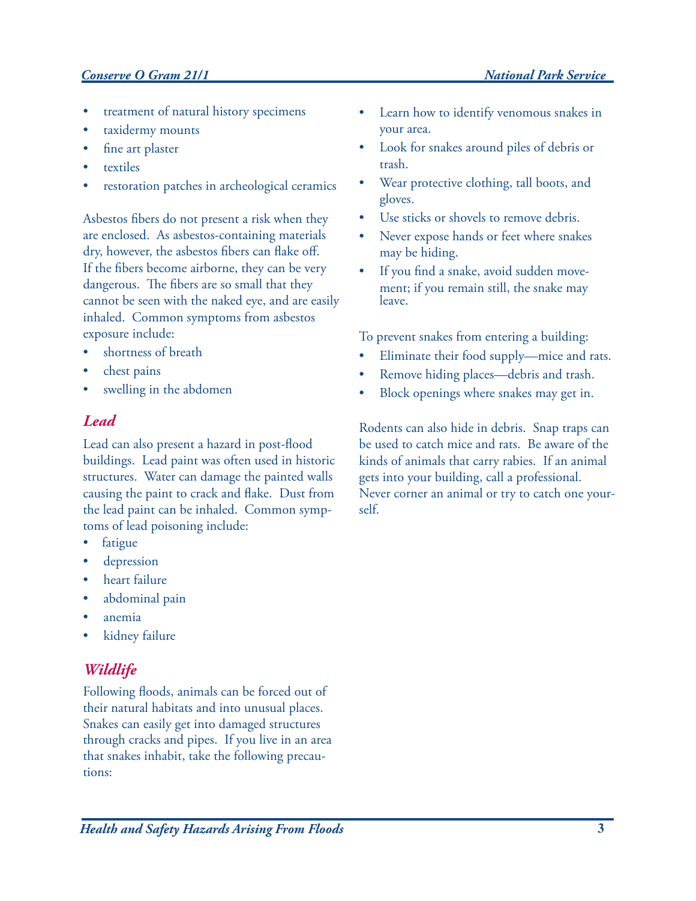- treatment of natural history specimens
- taxidermy mounts
- fine art plaster
- textiles
- restoration patches in archeological ceramics

Asbestos fibers do not present a risk when they are enclosed. As asbestos-containing materials dry, however, the asbestos fibers can flake off. If the fibers become airborne, they can be very dangerous. The fibers are so small that they cannot be seen with the naked eye, and are easily inhaled. Common symptoms from asbestos exposure include:

- shortness of breath
- chest pains
- swelling in the abdomen

## *Lead*

Lead can also present a hazard in post-flood buildings. Lead paint was often used in historic structures. Water can damage the painted walls causing the paint to crack and flake. Dust from the lead paint can be inhaled. Common symptoms of lead poisoning include:

- fatigue
- depression
- heart failure
- abdominal pain
- anemia
- kidney failure

## *Wildlife*

Following floods, animals can be forced out of their natural habitats and into unusual places. Snakes can easily get into damaged structures through cracks and pipes. If you live in an area that snakes inhabit, take the following precautions:

- Learn how to identify venomous snakes in your area.
- Look for snakes around piles of debris or trash.
- Wear protective clothing, tall boots, and gloves.
- Use sticks or shovels to remove debris.
- Never expose hands or feet where snakes may be hiding.
- If you find a snake, avoid sudden movement; if you remain still, the snake may leave.

To prevent snakes from entering a building:

- Eliminate their food supply—mice and rats.
- Remove hiding places—debris and trash.
- Block openings where snakes may get in.

Rodents can also hide in debris. Snap traps can be used to catch mice and rats. Be aware of the kinds of animals that carry rabies. If an animal gets into your building, call a professional. Never corner an animal or try to catch one yourself.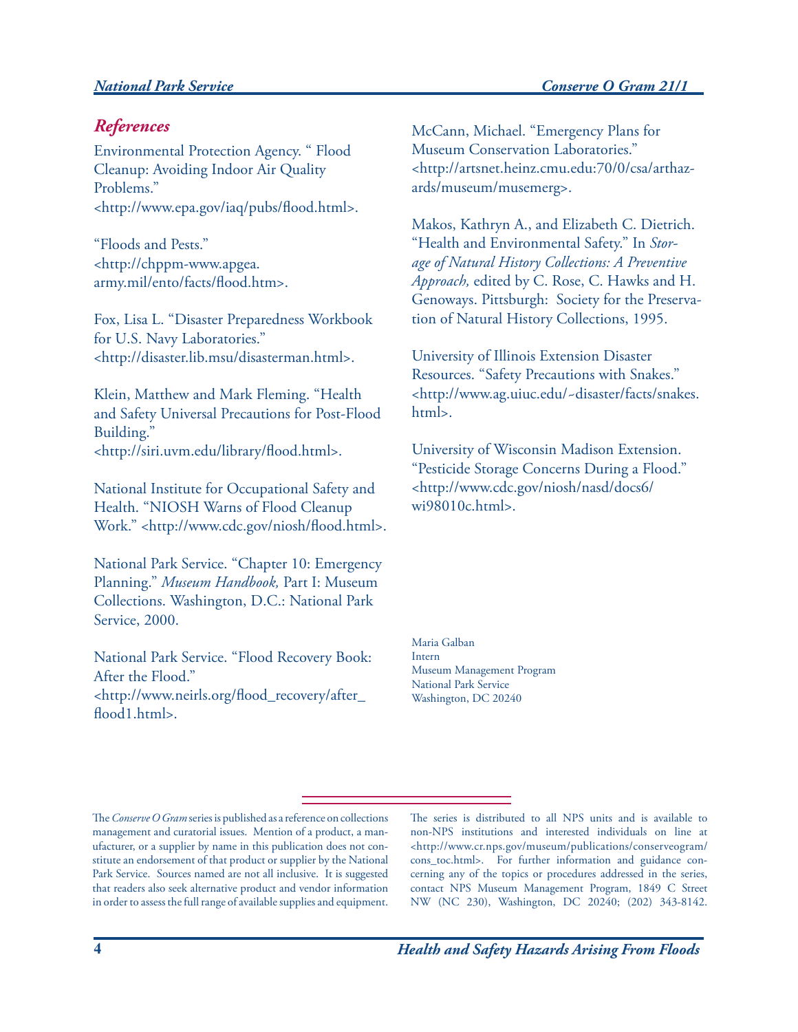## *References*

Environmental Protection Agency. " Flood Cleanup: Avoiding Indoor Air Quality Problems." <http://www.epa.gov/iaq/pubs/flood.html>.

"Floods and Pests." <http://chppm-www.apgea.army.mil/ento/facts/flood.htm>.

Fox, Lisa L. "Disaster Preparedness Workbook for U.S. Navy Laboratories." <http://disaster.lib.msu/disasterman.html>.

Klein, Matthew and Mark Fleming. "Health and Safety Universal Precautions for Post-Flood Building." <http://siri.uvm.edu/library/flood.html>.

National Institute for Occupational Safety and Health. "NIOSH Warns of Flood Cleanup Work." <http://www.cdc.gov/niosh/flood.html>.

National Park Service. "Chapter 10: Emergency Planning." *Museum Handbook,* Part I: Museum Collections. Washington, D.C.: National Park Service, 2000.

National Park Service. "Flood Recovery Book: After the Flood." <http://www.neirls.org/flood_recovery/after_flood1.html>.

McCann, Michael. "Emergency Plans for Museum Conservation Laboratories." <http://artsnet.heinz.cmu.edu:70/0/csa/arthazards/museum/musemerg>.

Makos, Kathryn A., and Elizabeth C. Dietrich. "Health and Environmental Safety." In *Storage of Natural History Collections: A Preventive Approach,* edited by C. Rose, C. Hawks and H. Genoways. Pittsburgh: Society for the Preservation of Natural History Collections, 1995.

University of Illinois Extension Disaster Resources. "Safety Precautions with Snakes." <http://www.ag.uiuc.edu/~disaster/facts/snakes.html>.

University of Wisconsin Madison Extension. "Pesticide Storage Concerns During a Flood." <http://www.cdc.gov/niosh/nasd/docs6/wi98010c.html>.

Maria Galban
Intern
Museum Management Program
National Park Service
Washington, DC 20240

---

The *Conserve O Gram* series is published as a reference on collections management and curatorial issues. Mention of a product, a manufacturer, or a supplier by name in this publication does not constitute an endorsement of that product or supplier by the National Park Service. Sources named are not all inclusive. It is suggested that readers also seek alternative product and vendor information in order to assess the full range of available supplies and equipment.

The series is distributed to all NPS units and is available to non-NPS institutions and interested individuals on line at <http://www.cr.nps.gov/museum/publications/conserveogram/cons_toc.html>. For further information and guidance concerning any of the topics or procedures addressed in the series, contact NPS Museum Management Program, 1849 C Street NW (NC 230), Washington, DC 20240; (202) 343-8142.